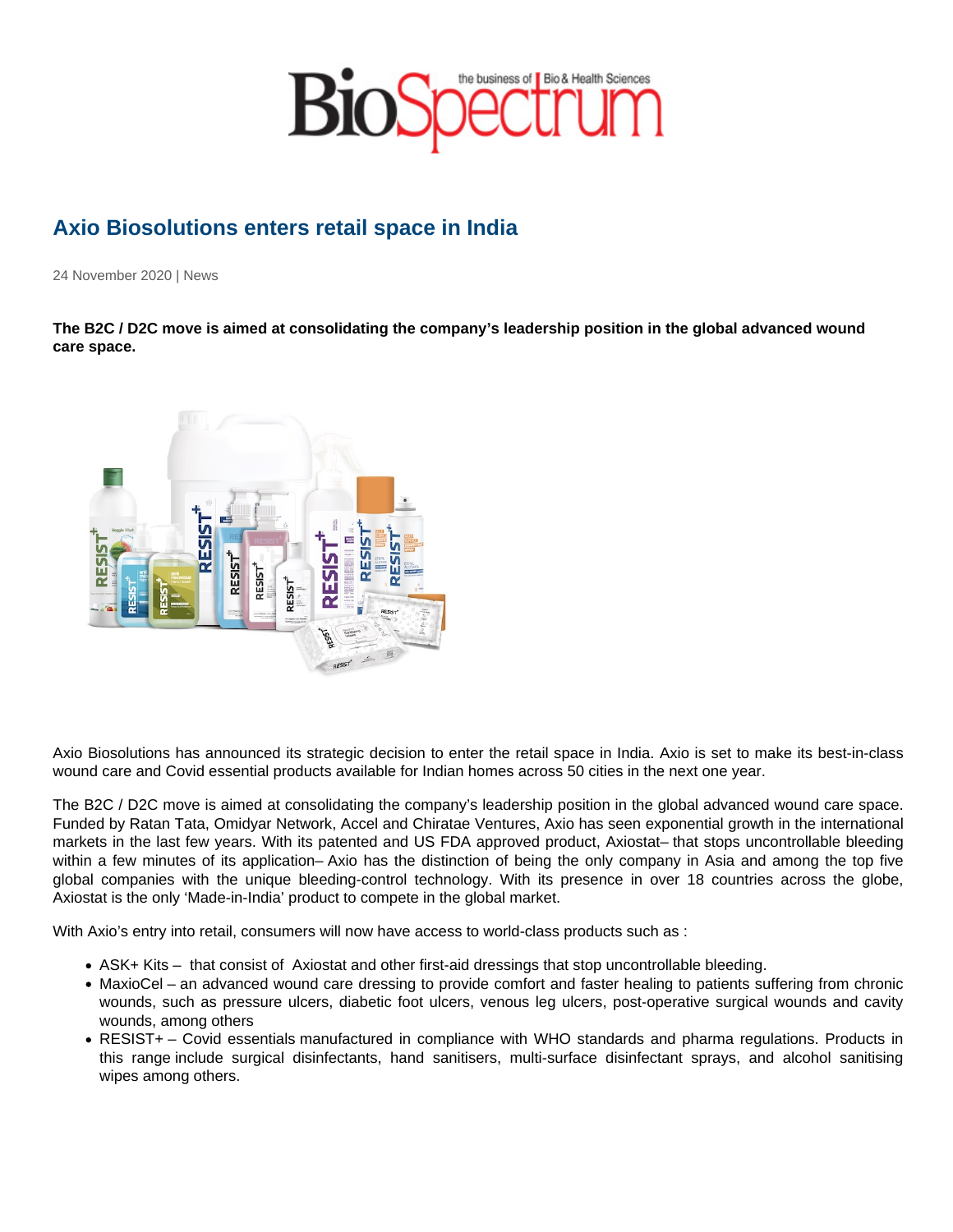# Axio Biosolutions enters retail space in India

24 November 2020 | News

**The B2C / D2C move is aimed at consolidating the company's leadership position in the global advanced wound care space.**

Axio Biosolutions has announced its strategic decision to enter the retail space in India. Axio is set to make its best-in-class wound care and Covid essential products available for Indian homes across 50 cities in the next one year.

The B2C / D2C move is aimed at consolidating the company's leadership position in the global advanced wound care space. Funded by Ratan Tata, Omidyar Network, Accel and Chiratae Ventures, Axio has seen exponential growth in the international markets in the last few years. With its patented and US FDA approved product, Axiostat– that stops uncontrollable bleeding within a few minutes of its application– Axio has the distinction of being the only company in Asia and among the top five global companies with the unique bleeding-control technology. With its presence in over 18 countries across the globe, Axiostat is the only 'Made-in-India' product to compete in the global market.

With Axio's entry into retail, consumers will now have access to world-class products such as :

- ASK+ Kits – that consist of Axiostat and other first-aid dressings that stop uncontrollable bleeding.
- MaxioCel – an advanced wound care dressing to provide comfort and faster healing to patients suffering from chronic wounds, such as pressure ulcers, diabetic foot ulcers, venous leg ulcers, post-operative surgical wounds and cavity wounds, among others
- RESIST+ – Covid essentials manufactured in compliance with WHO standards and pharma regulations. Products in this range include surgical disinfectants, hand sanitisers, multi-surface disinfectant sprays, and alcohol sanitising wipes among others.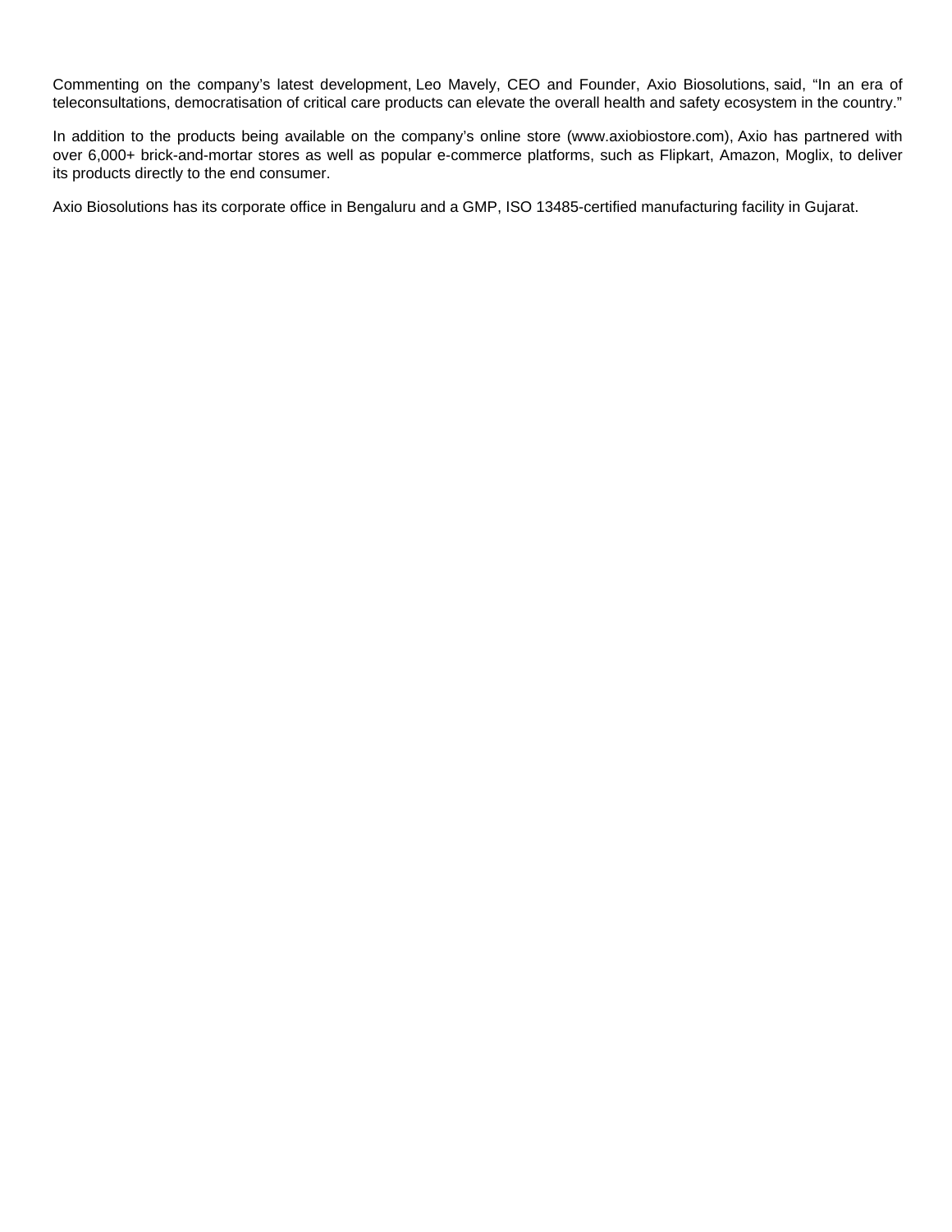Commenting on the company's latest development, Leo Mavely, CEO and Founder, Axio Biosolutions, said, "In an era of teleconsultations, democratisation of critical care products can elevate the overall health and safety ecosystem in the country."

In addition to the products being available on the company's online store (www.axiobiostore.com), Axio has partnered with over 6,000+ brick-and-mortar stores as well as popular e-commerce platforms, such as Flipkart, Amazon, Moglix, to deliver its products directly to the end consumer.

Axio Biosolutions has its corporate office in Bengaluru and a GMP, ISO 13485-certified manufacturing facility in Gujarat.